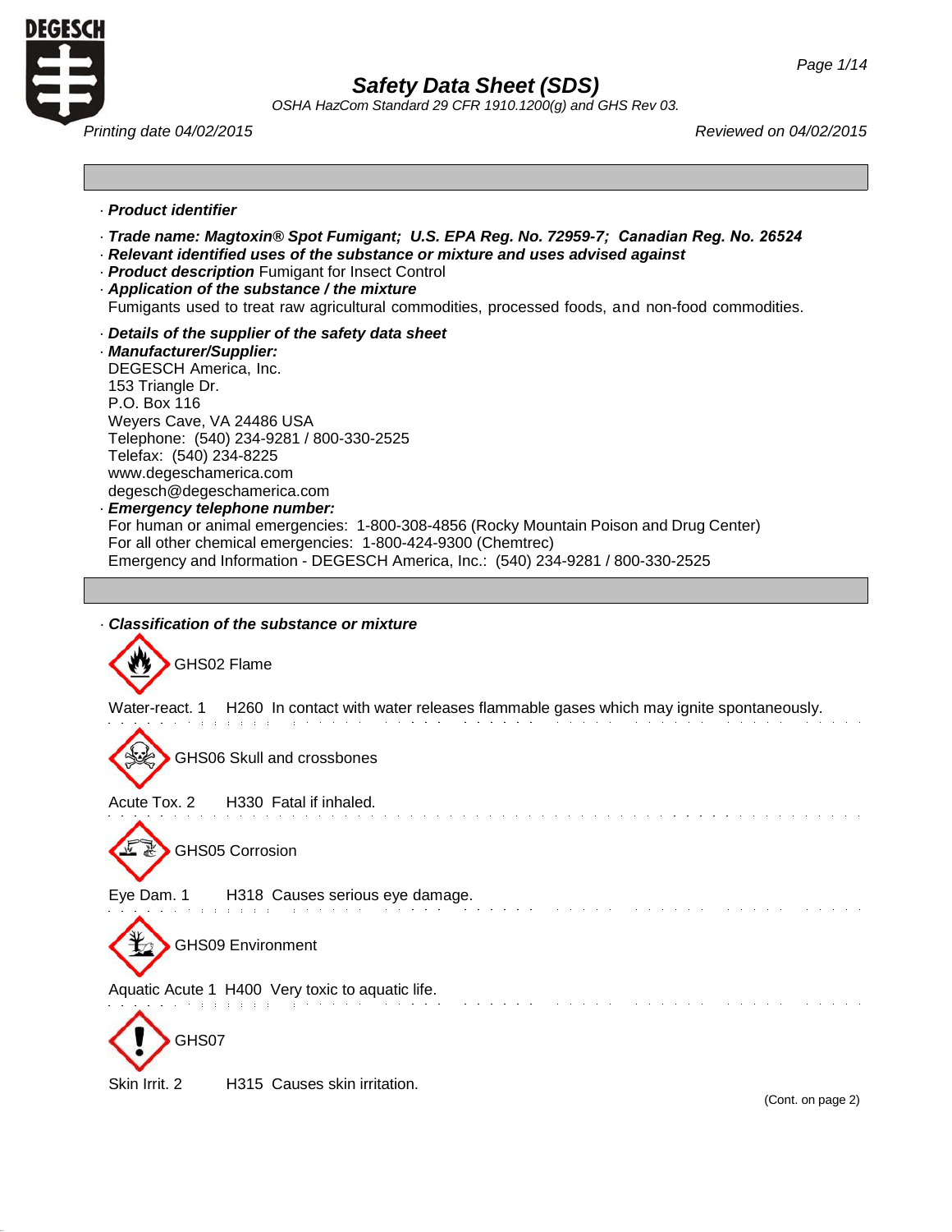# Safety Data Sheet (SDS)

*OSHA HazCom Standard 29 CFR 1910.1200(g) and GHS Rev 03.*

*Printing date 04/02/2015* *Reviewed on 04/02/2015*

---

· ***Product identifier***

· ***Trade name: Magtoxin® Spot Fumigant; U.S. EPA Reg. No. 72959-7; Canadian Reg. No. 26524***

· ***Relevant identified uses of the substance or mixture and uses advised against***

· ***Product description*** Fumigant for Insect Control

· ***Application of the substance / the mixture***
Fumigants used to treat raw agricultural commodities, processed foods, and non-food commodities.

· ***Details of the supplier of the safety data sheet***

· ***Manufacturer/Supplier:***
DEGESCH America, Inc.
153 Triangle Dr.
P.O. Box 116
Weyers Cave, VA 24486 USA
Telephone: (540) 234-9281 / 800-330-2525
Telefax: (540) 234-8225
www.degeschamerica.com
degesch@degeschamerica.com

· ***Emergency telephone number:***
For human or animal emergencies: 1-800-308-4856 (Rocky Mountain Poison and Drug Center)
For all other chemical emergencies: 1-800-424-9300 (Chemtrec)
Emergency and Information - DEGESCH America, Inc.: (540) 234-9281 / 800-330-2525

---

· ***Classification of the substance or mixture***

GHS02 Flame

Water-react. 1 H260 In contact with water releases flammable gases which may ignite spontaneously.

GHS06 Skull and crossbones

Acute Tox. 2 H330 Fatal if inhaled.

GHS05 Corrosion

Eye Dam. 1 H318 Causes serious eye damage.

GHS09 Environment

Aquatic Acute 1 H400 Very toxic to aquatic life.

GHS07

Skin Irrit. 2 H315 Causes skin irritation.

(Cont. on page 2)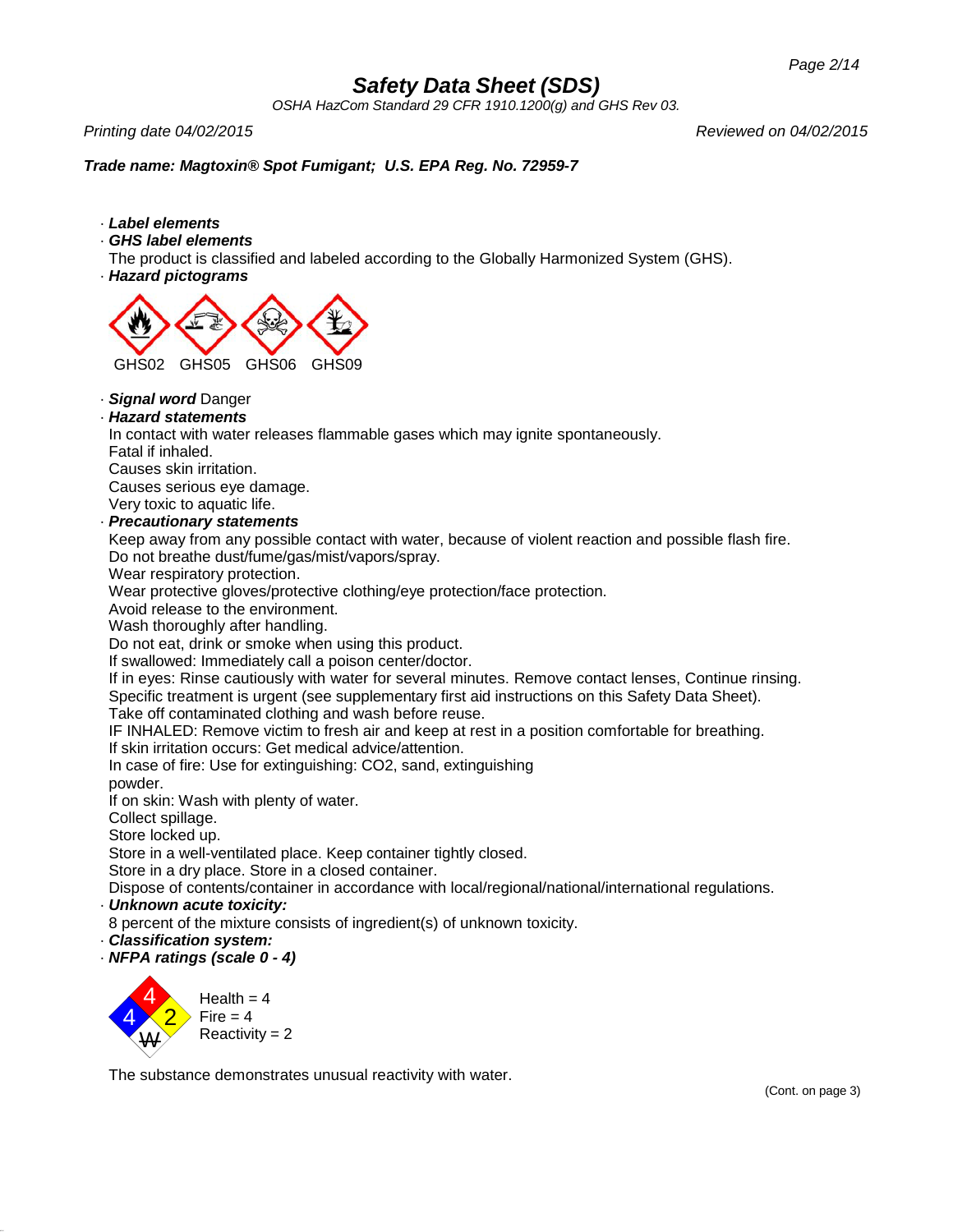# Safety Data Sheet (SDS)

*OSHA HazCom Standard 29 CFR 1910.1200(g) and GHS Rev 03.*

*Printing date 04/02/2015* *Reviewed on 04/02/2015*

***Trade name: Magtoxin® Spot Fumigant; U.S. EPA Reg. No. 72959-7***

· ***Label elements***

· ***GHS label elements***

The product is classified and labeled according to the Globally Harmonized System (GHS).

· ***Hazard pictograms***

GHS02 GHS05 GHS06 GHS09

· ***Signal word*** Danger

· ***Hazard statements***

In contact with water releases flammable gases which may ignite spontaneously.
Fatal if inhaled.
Causes skin irritation.
Causes serious eye damage.
Very toxic to aquatic life.

· ***Precautionary statements***

Keep away from any possible contact with water, because of violent reaction and possible flash fire.
Do not breathe dust/fume/gas/mist/vapors/spray.
Wear respiratory protection.
Wear protective gloves/protective clothing/eye protection/face protection.
Avoid release to the environment.
Wash thoroughly after handling.
Do not eat, drink or smoke when using this product.
If swallowed: Immediately call a poison center/doctor.
If in eyes: Rinse cautiously with water for several minutes. Remove contact lenses, Continue rinsing.
Specific treatment is urgent (see supplementary first aid instructions on this Safety Data Sheet).
Take off contaminated clothing and wash before reuse.
IF INHALED: Remove victim to fresh air and keep at rest in a position comfortable for breathing.
If skin irritation occurs: Get medical advice/attention.
In case of fire: Use for extinguishing: CO2, sand, extinguishing powder.
If on skin: Wash with plenty of water.
Collect spillage.
Store locked up.
Store in a well-ventilated place. Keep container tightly closed.
Store in a dry place. Store in a closed container.
Dispose of contents/container in accordance with local/regional/national/international regulations.

· ***Unknown acute toxicity:***

8 percent of the mixture consists of ingredient(s) of unknown toxicity.

· ***Classification system:***

· ***NFPA ratings (scale 0 - 4)***

Health = 4
Fire = 4
Reactivity = 2

The substance demonstrates unusual reactivity with water.

(Cont. on page 3)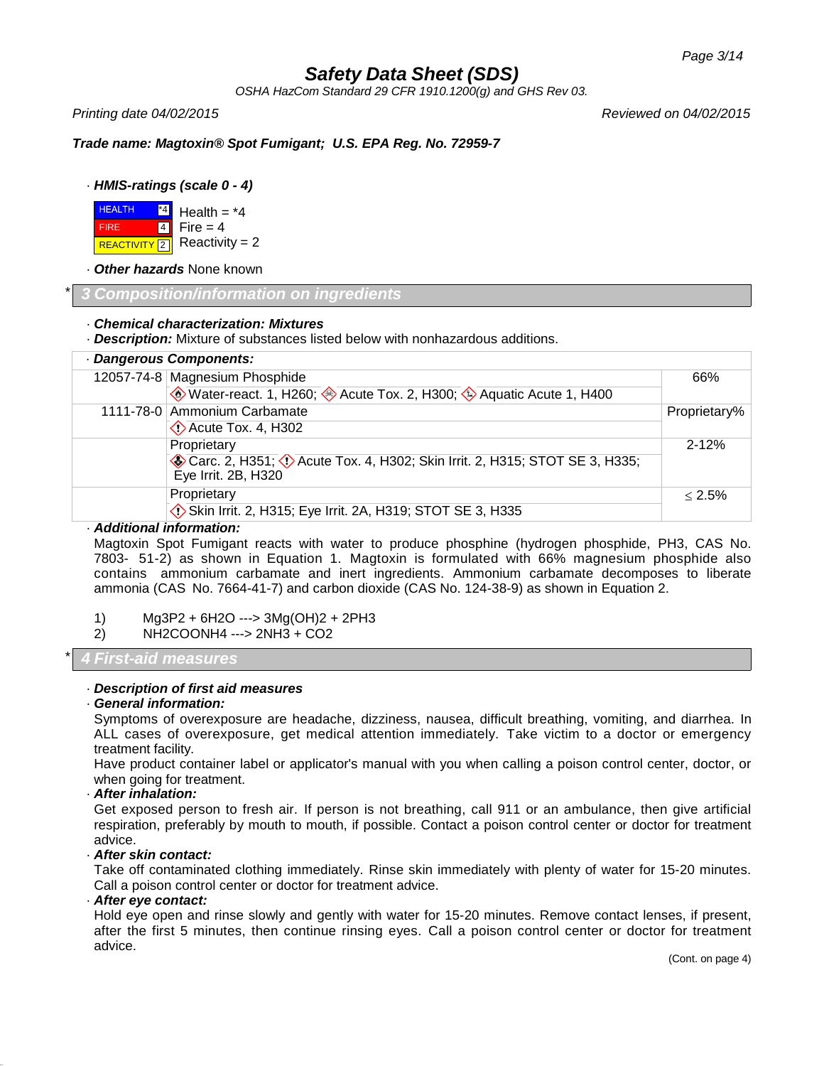# Safety Data Sheet (SDS)

OSHA HazCom Standard 29 CFR 1910.1200(g) and GHS Rev 03.

Printing date 04/02/2015 Reviewed on 04/02/2015

**Trade name: Magtoxin® Spot Fumigant; U.S. EPA Reg. No. 72959-7**

· **HMIS-ratings (scale 0 - 4)**

| | | |
|---|---|---|
| HEALTH | *4 | Health = *4 |
| FIRE | 4 | Fire = 4 |
| REACTIVITY | 2 | Reactivity = 2 |

· **Other hazards** None known

## * 3 Composition/information on ingredients

· **Chemical characterization: Mixtures**
· **Description:** Mixture of substances listed below with nonhazardous additions.

· **Dangerous Components:**

| CAS | Component / Classification | % |
|---|---|---|
| 12057-74-8 | Magnesium Phosphide<br>Water-react. 1, H260; Acute Tox. 2, H300; Aquatic Acute 1, H400 | 66% |
| 1111-78-0 | Ammonium Carbamate<br>Acute Tox. 4, H302 | Proprietary% |
| | Proprietary<br>Carc. 2, H351; Acute Tox. 4, H302; Skin Irrit. 2, H315; STOT SE 3, H335; Eye Irrit. 2B, H320 | 2-12% |
| | Proprietary<br>Skin Irrit. 2, H315; Eye Irrit. 2A, H319; STOT SE 3, H335 | ≤ 2.5% |

· **Additional information:**
Magtoxin Spot Fumigant reacts with water to produce phosphine (hydrogen phosphide, PH3, CAS No. 7803- 51-2) as shown in Equation 1. Magtoxin is formulated with 66% magnesium phosphide also contains ammonium carbamate and inert ingredients. Ammonium carbamate decomposes to liberate ammonia (CAS No. 7664-41-7) and carbon dioxide (CAS No. 124-38-9) as shown in Equation 2.

1) $Mg_3P_2 + 6H_2O \longrightarrow 3Mg(OH)_2 + 2PH_3$
2) $NH_2COONH_4 \longrightarrow 2NH_3 + CO_2$

## * 4 First-aid measures

· **Description of first aid measures**
· **General information:**
Symptoms of overexposure are headache, dizziness, nausea, difficult breathing, vomiting, and diarrhea. In ALL cases of overexposure, get medical attention immediately. Take victim to a doctor or emergency treatment facility.
Have product container label or applicator's manual with you when calling a poison control center, doctor, or when going for treatment.
· **After inhalation:**
Get exposed person to fresh air. If person is not breathing, call 911 or an ambulance, then give artificial respiration, preferably by mouth to mouth, if possible. Contact a poison control center or doctor for treatment advice.
· **After skin contact:**
Take off contaminated clothing immediately. Rinse skin immediately with plenty of water for 15-20 minutes. Call a poison control center or doctor for treatment advice.
· **After eye contact:**
Hold eye open and rinse slowly and gently with water for 15-20 minutes. Remove contact lenses, if present, after the first 5 minutes, then continue rinsing eyes. Call a poison control center or doctor for treatment advice.

(Cont. on page 4)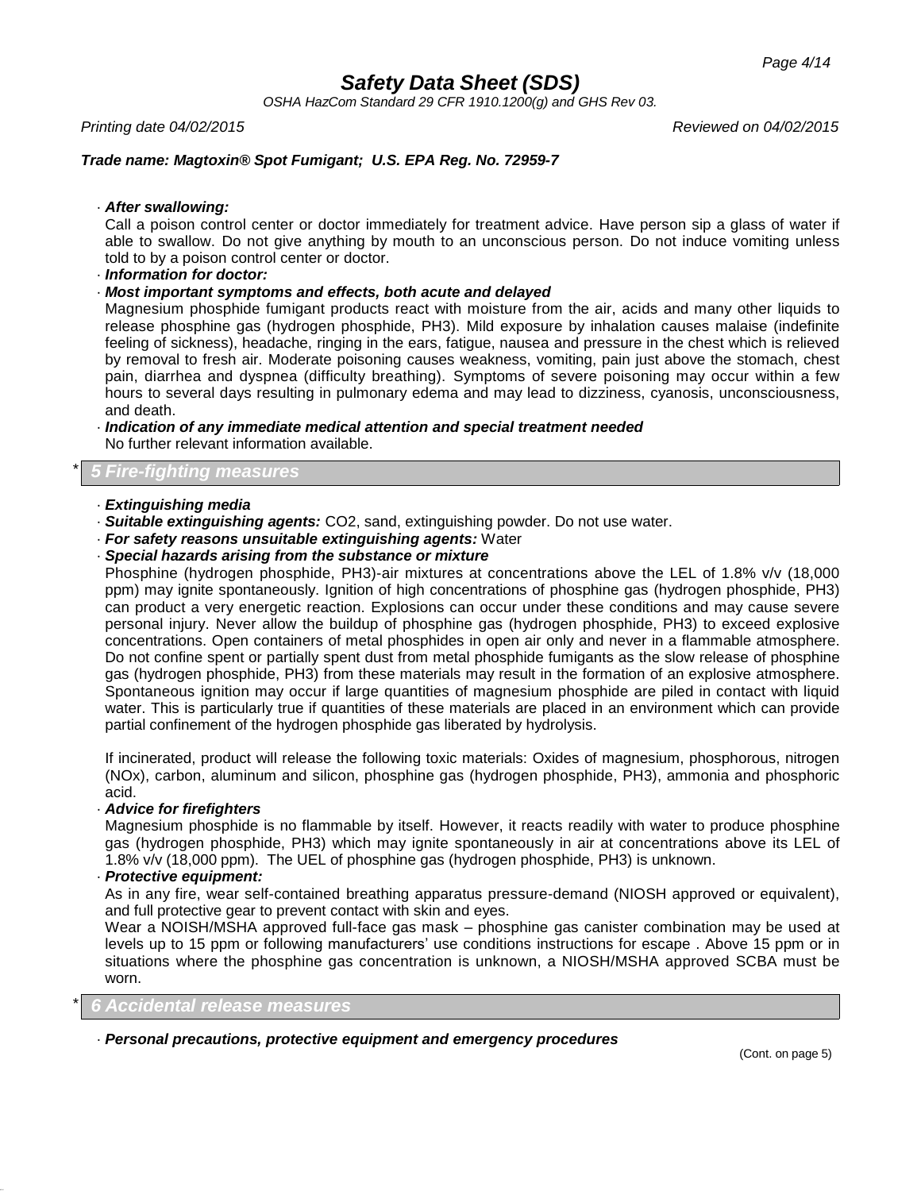· ***After swallowing:***

Call a poison control center or doctor immediately for treatment advice. Have person sip a glass of water if able to swallow. Do not give anything by mouth to an unconscious person. Do not induce vomiting unless told to by a poison control center or doctor.

· ***Information for doctor:***

· ***Most important symptoms and effects, both acute and delayed***

Magnesium phosphide fumigant products react with moisture from the air, acids and many other liquids to release phosphine gas (hydrogen phosphide, PH3). Mild exposure by inhalation causes malaise (indefinite feeling of sickness), headache, ringing in the ears, fatigue, nausea and pressure in the chest which is relieved by removal to fresh air. Moderate poisoning causes weakness, vomiting, pain just above the stomach, chest pain, diarrhea and dyspnea (difficulty breathing). Symptoms of severe poisoning may occur within a few hours to several days resulting in pulmonary edema and may lead to dizziness, cyanosis, unconsciousness, and death.

· ***Indication of any immediate medical attention and special treatment needed***

No further relevant information available.

## * 5 Fire-fighting measures

· ***Extinguishing media***

· ***Suitable extinguishing agents:*** CO2, sand, extinguishing powder. Do not use water.

· ***For safety reasons unsuitable extinguishing agents:*** Water

· ***Special hazards arising from the substance or mixture***

Phosphine (hydrogen phosphide, PH3)-air mixtures at concentrations above the LEL of 1.8% v/v (18,000 ppm) may ignite spontaneously. Ignition of high concentrations of phosphine gas (hydrogen phosphide, PH3) can product a very energetic reaction. Explosions can occur under these conditions and may cause severe personal injury. Never allow the buildup of phosphine gas (hydrogen phosphide, PH3) to exceed explosive concentrations. Open containers of metal phosphides in open air only and never in a flammable atmosphere. Do not confine spent or partially spent dust from metal phosphide fumigants as the slow release of phosphine gas (hydrogen phosphide, PH3) from these materials may result in the formation of an explosive atmosphere. Spontaneous ignition may occur if large quantities of magnesium phosphide are piled in contact with liquid water. This is particularly true if quantities of these materials are placed in an environment which can provide partial confinement of the hydrogen phosphide gas liberated by hydrolysis.

If incinerated, product will release the following toxic materials: Oxides of magnesium, phosphorous, nitrogen (NOx), carbon, aluminum and silicon, phosphine gas (hydrogen phosphide, PH3), ammonia and phosphoric acid.

· ***Advice for firefighters***

Magnesium phosphide is no flammable by itself. However, it reacts readily with water to produce phosphine gas (hydrogen phosphide, PH3) which may ignite spontaneously in air at concentrations above its LEL of 1.8% v/v (18,000 ppm). The UEL of phosphine gas (hydrogen phosphide, PH3) is unknown.

· ***Protective equipment:***

As in any fire, wear self-contained breathing apparatus pressure-demand (NIOSH approved or equivalent), and full protective gear to prevent contact with skin and eyes.

Wear a NOISH/MSHA approved full-face gas mask – phosphine gas canister combination may be used at levels up to 15 ppm or following manufacturers' use conditions instructions for escape . Above 15 ppm or in situations where the phosphine gas concentration is unknown, a NIOSH/MSHA approved SCBA must be worn.

## * 6 Accidental release measures

· ***Personal precautions, protective equipment and emergency procedures***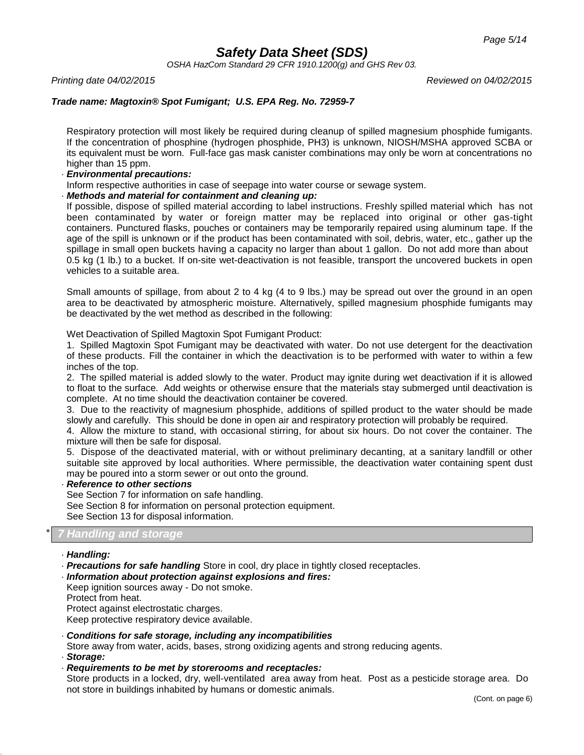Respiratory protection will most likely be required during cleanup of spilled magnesium phosphide fumigants. If the concentration of phosphine (hydrogen phosphide, $PH_3$) is unknown, NIOSH/MSHA approved SCBA or its equivalent must be worn. Full-face gas mask canister combinations may only be worn at concentrations no higher than 15 ppm.

· ***Environmental precautions:***
Inform respective authorities in case of seepage into water course or sewage system.

· ***Methods and material for containment and cleaning up:***
If possible, dispose of spilled material according to label instructions. Freshly spilled material which has not been contaminated by water or foreign matter may be replaced into original or other gas-tight containers. Punctured flasks, pouches or containers may be temporarily repaired using aluminum tape. If the age of the spill is unknown or if the product has been contaminated with soil, debris, water, etc., gather up the spillage in small open buckets having a capacity no larger than about 1 gallon. Do not add more than about 0.5 kg (1 lb.) to a bucket. If on-site wet-deactivation is not feasible, transport the uncovered buckets in open vehicles to a suitable area.

Small amounts of spillage, from about 2 to 4 kg (4 to 9 lbs.) may be spread out over the ground in an open area to be deactivated by atmospheric moisture. Alternatively, spilled magnesium phosphide fumigants may be deactivated by the wet method as described in the following:

Wet Deactivation of Spilled Magtoxin Spot Fumigant Product:

1. Spilled Magtoxin Spot Fumigant may be deactivated with water. Do not use detergent for the deactivation of these products. Fill the container in which the deactivation is to be performed with water to within a few inches of the top.
2. The spilled material is added slowly to the water. Product may ignite during wet deactivation if it is allowed to float to the surface. Add weights or otherwise ensure that the materials stay submerged until deactivation is complete. At no time should the deactivation container be covered.
3. Due to the reactivity of magnesium phosphide, additions of spilled product to the water should be made slowly and carefully. This should be done in open air and respiratory protection will probably be required.
4. Allow the mixture to stand, with occasional stirring, for about six hours. Do not cover the container. The mixture will then be safe for disposal.
5. Dispose of the deactivated material, with or without preliminary decanting, at a sanitary landfill or other suitable site approved by local authorities. Where permissible, the deactivation water containing spent dust may be poured into a storm sewer or out onto the ground.

· ***Reference to other sections***
See Section 7 for information on safe handling.
See Section 8 for information on personal protection equipment.
See Section 13 for disposal information.

## * 7 Handling and storage

· ***Handling:***

· ***Precautions for safe handling*** Store in cool, dry place in tightly closed receptacles.

· ***Information about protection against explosions and fires:***
Keep ignition sources away - Do not smoke.
Protect from heat.
Protect against electrostatic charges.
Keep protective respiratory device available.

· ***Conditions for safe storage, including any incompatibilities***
Store away from water, acids, bases, strong oxidizing agents and strong reducing agents.

· ***Storage:***

· ***Requirements to be met by storerooms and receptacles:***
Store products in a locked, dry, well-ventilated area away from heat. Post as a pesticide storage area. Do not store in buildings inhabited by humans or domestic animals.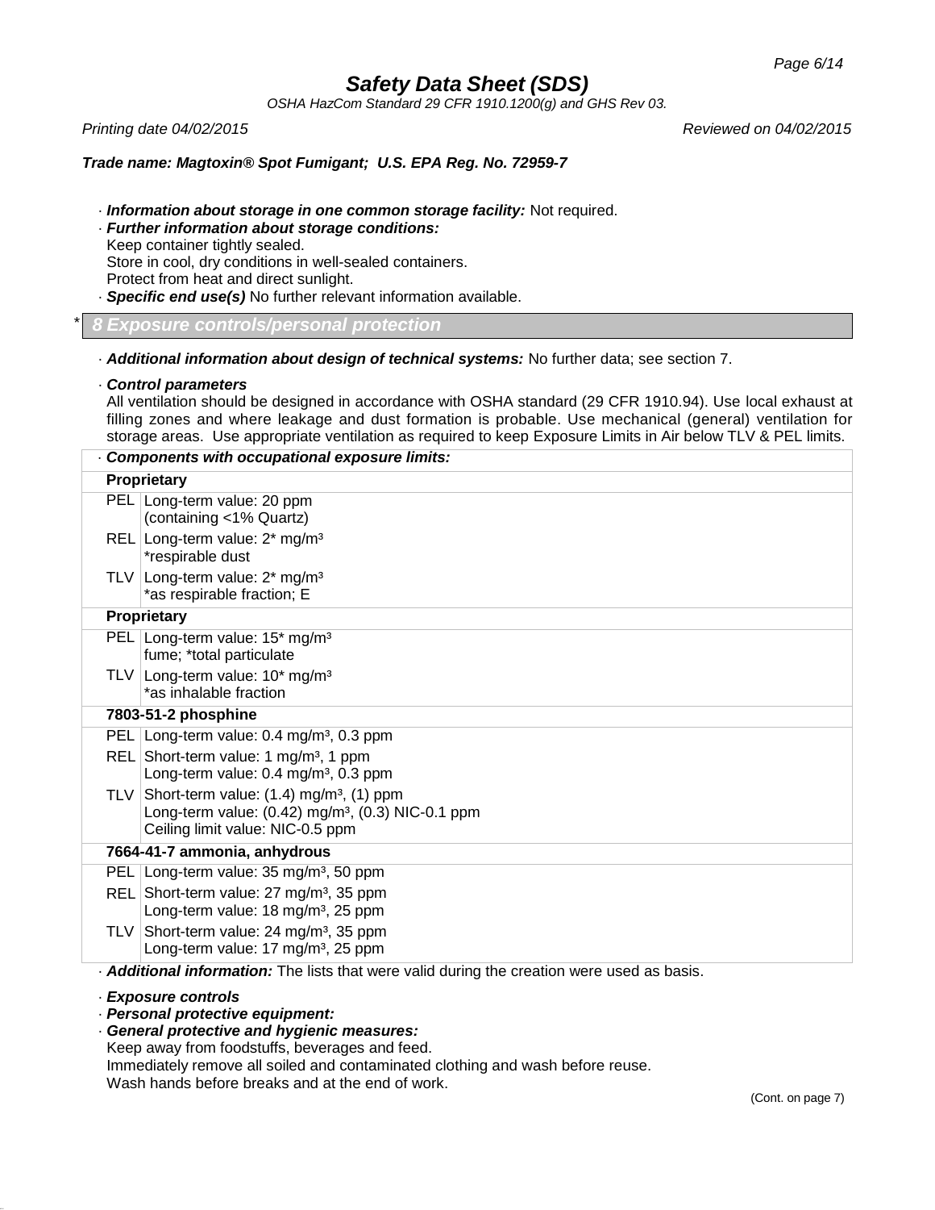# Safety Data Sheet (SDS)

*OSHA HazCom Standard 29 CFR 1910.1200(g) and GHS Rev 03.*

*Printing date 04/02/2015* *Reviewed on 04/02/2015*

***Trade name: Magtoxin® Spot Fumigant; U.S. EPA Reg. No. 72959-7***

· ***Information about storage in one common storage facility:*** Not required.

· ***Further information about storage conditions:***
Keep container tightly sealed.
Store in cool, dry conditions in well-sealed containers.
Protect from heat and direct sunlight.

· ***Specific end use(s)*** No further relevant information available.

## * 8 Exposure controls/personal protection

· ***Additional information about design of technical systems:*** No further data; see section 7.

· ***Control parameters***
All ventilation should be designed in accordance with OSHA standard (29 CFR 1910.94). Use local exhaust at filling zones and where leakage and dust formation is probable. Use mechanical (general) ventilation for storage areas. Use appropriate ventilation as required to keep Exposure Limits in Air below TLV & PEL limits.

| · ***Components with occupational exposure limits:*** | |
|---|---|
| **Proprietary** | |
| PEL | Long-term value: 20 ppm<br>(containing <1% Quartz) |
| REL | Long-term value: 2* mg/m³<br>*respirable dust |
| TLV | Long-term value: 2* mg/m³<br>*as respirable fraction; E |
| **Proprietary** | |
| PEL | Long-term value: 15* mg/m³<br>fume; *total particulate |
| TLV | Long-term value: 10* mg/m³<br>*as inhalable fraction |
| **7803-51-2 phosphine** | |
| PEL | Long-term value: 0.4 mg/m³, 0.3 ppm |
| REL | Short-term value: 1 mg/m³, 1 ppm<br>Long-term value: 0.4 mg/m³, 0.3 ppm |
| TLV | Short-term value: (1.4) mg/m³, (1) ppm<br>Long-term value: (0.42) mg/m³, (0.3) NIC-0.1 ppm<br>Ceiling limit value: NIC-0.5 ppm |
| **7664-41-7 ammonia, anhydrous** | |
| PEL | Long-term value: 35 mg/m³, 50 ppm |
| REL | Short-term value: 27 mg/m³, 35 ppm<br>Long-term value: 18 mg/m³, 25 ppm |
| TLV | Short-term value: 24 mg/m³, 35 ppm<br>Long-term value: 17 mg/m³, 25 ppm |

· ***Additional information:*** The lists that were valid during the creation were used as basis.

· ***Exposure controls***

· ***Personal protective equipment:***

· ***General protective and hygienic measures:***
Keep away from foodstuffs, beverages and feed.
Immediately remove all soiled and contaminated clothing and wash before reuse.
Wash hands before breaks and at the end of work.

(Cont. on page 7)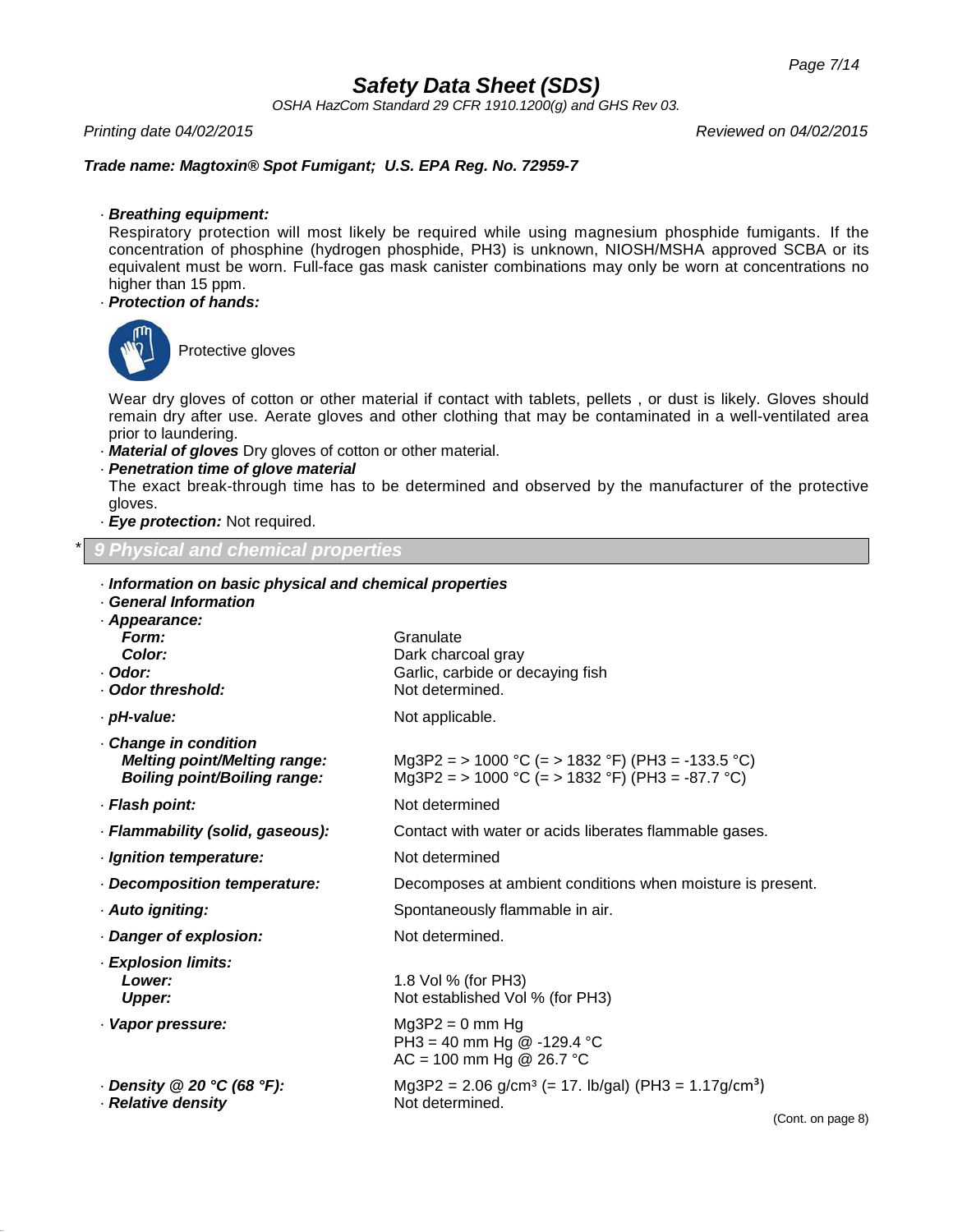· **Breathing equipment:**

Respiratory protection will most likely be required while using magnesium phosphide fumigants. If the concentration of phosphine (hydrogen phosphide, $PH_3$) is unknown, NIOSH/MSHA approved SCBA or its equivalent must be worn. Full-face gas mask canister combinations may only be worn at concentrations no higher than 15 ppm.

· **Protection of hands:**

Protective gloves

Wear dry gloves of cotton or other material if contact with tablets, pellets , or dust is likely. Gloves should remain dry after use. Aerate gloves and other clothing that may be contaminated in a well-ventilated area prior to laundering.

· **Material of gloves** Dry gloves of cotton or other material.

· **Penetration time of glove material**

The exact break-through time has to be determined and observed by the manufacturer of the protective gloves.

· **Eye protection:** Not required.

## * 9 Physical and chemical properties

· **Information on basic physical and chemical properties**

· **General Information**

| | |
|---|---|
| · **Appearance:** | |
| **Form:** | Granulate |
| **Color:** | Dark charcoal gray |
| · **Odor:** | Garlic, carbide or decaying fish |
| · **Odor threshold:** | Not determined. |
| · **pH-value:** | Not applicable. |
| · **Change in condition** | |
| **Melting point/Melting range:** | $Mg_3P_2$ = > 1000 °C (= > 1832 °F) ($PH_3$ = -133.5 °C) |
| **Boiling point/Boiling range:** | $Mg_3P_2$ = > 1000 °C (= > 1832 °F) ($PH_3$ = -87.7 °C) |
| · **Flash point:** | Not determined |
| · **Flammability (solid, gaseous):** | Contact with water or acids liberates flammable gases. |
| · **Ignition temperature:** | Not determined |
| · **Decomposition temperature:** | Decomposes at ambient conditions when moisture is present. |
| · **Auto igniting:** | Spontaneously flammable in air. |
| · **Danger of explosion:** | Not determined. |
| · **Explosion limits:** | |
| **Lower:** | 1.8 Vol % (for $PH_3$) |
| **Upper:** | Not established Vol % (for $PH_3$) |
| · **Vapor pressure:** | $Mg_3P_2$ = 0 mm Hg<br>$PH_3$ = 40 mm Hg @ -129.4 °C<br>AC = 100 mm Hg @ 26.7 °C |
| · **Density @ 20 °C (68 °F):** | $Mg_3P_2$ = 2.06 g/cm³ (= 17. lb/gal) ($PH_3$ = 1.17g/cm³) |
| · **Relative density** | Not determined. |

(Cont. on page 8)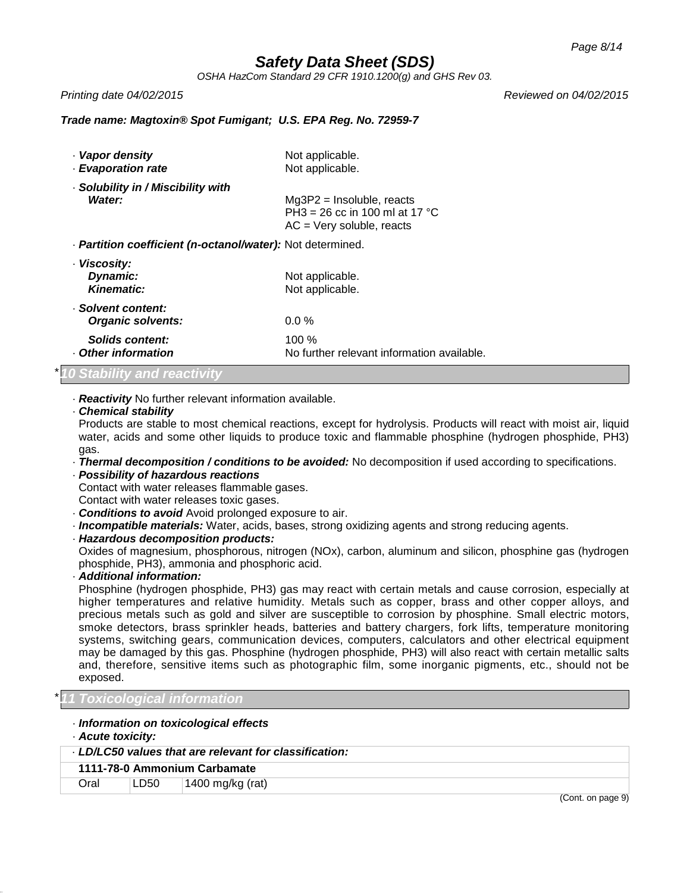· **Vapor density** Not applicable.
· **Evaporation rate** Not applicable.

· **Solubility in / Miscibility with**
  **Water:** $Mg_3P_2$ = Insoluble, reacts
  $PH_3$ = 26 cc in 100 ml at 17 °C
  AC = Very soluble, reacts

· **Partition coefficient (n-octanol/water):** Not determined.

· **Viscosity:**
  **Dynamic:** Not applicable.
  **Kinematic:** Not applicable.

· **Solvent content:**
  **Organic solvents:** 0.0 %

  **Solids content:** 100 %
· **Other information** No further relevant information available.

## * 10 Stability and reactivity

· **Reactivity** No further relevant information available.
· **Chemical stability**
Products are stable to most chemical reactions, except for hydrolysis. Products will react with moist air, liquid water, acids and some other liquids to produce toxic and flammable phosphine (hydrogen phosphide, $PH_3$) gas.
· **Thermal decomposition / conditions to be avoided:** No decomposition if used according to specifications.
· **Possibility of hazardous reactions**
Contact with water releases flammable gases.
Contact with water releases toxic gases.
· **Conditions to avoid** Avoid prolonged exposure to air.
· **Incompatible materials:** Water, acids, bases, strong oxidizing agents and strong reducing agents.
· **Hazardous decomposition products:**
Oxides of magnesium, phosphorous, nitrogen (NOx), carbon, aluminum and silicon, phosphine gas (hydrogen phosphide, $PH_3$), ammonia and phosphoric acid.
· **Additional information:**
Phosphine (hydrogen phosphide, $PH_3$) gas may react with certain metals and cause corrosion, especially at higher temperatures and relative humidity. Metals such as copper, brass and other copper alloys, and precious metals such as gold and silver are susceptible to corrosion by phosphine. Small electric motors, smoke detectors, brass sprinkler heads, batteries and battery chargers, fork lifts, temperature monitoring systems, switching gears, communication devices, computers, calculators and other electrical equipment may be damaged by this gas. Phosphine (hydrogen phosphide, $PH_3$) will also react with certain metallic salts and, therefore, sensitive items such as photographic film, some inorganic pigments, etc., should not be exposed.

## * 11 Toxicological information

· **Information on toxicological effects**
· **Acute toxicity:**

| · **LD/LC50 values that are relevant for classification:** | | |
|---|---|---|
| **1111-78-0 Ammonium Carbamate** | | |
| Oral | LD50 | 1400 mg/kg (rat) |

(Cont. on page 9)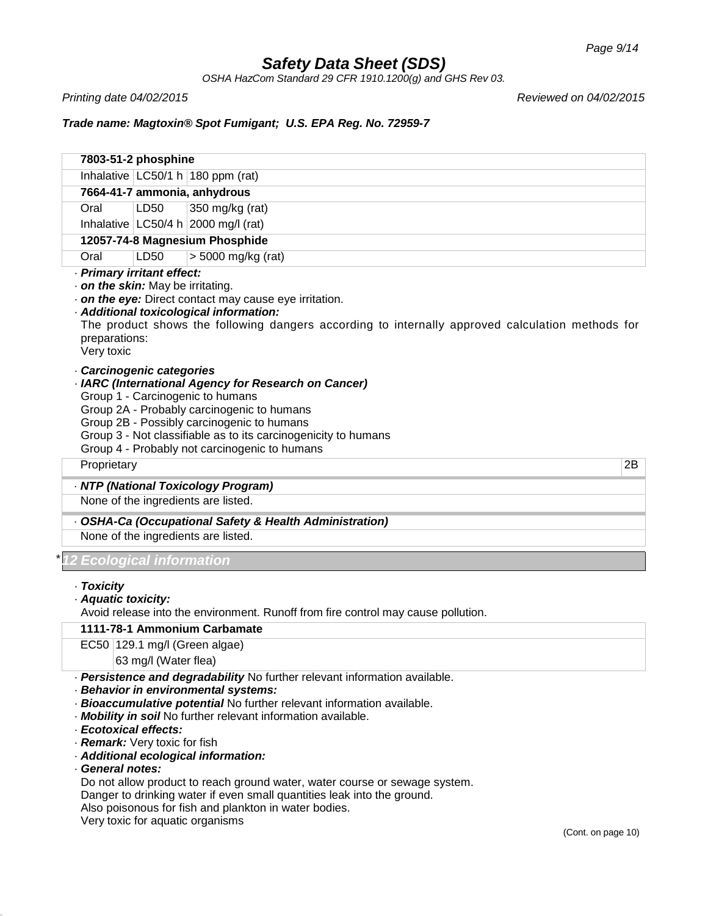| 7803-51-2 phosphine | | |
|---|---|---|
| Inhalative | LC50/1 h | 180 ppm (rat) |
| **7664-41-7 ammonia, anhydrous** | | |
| Oral | LD50 | 350 mg/kg (rat) |
| Inhalative | LC50/4 h | 2000 mg/l (rat) |
| **12057-74-8 Magnesium Phosphide** | | |
| Oral | LD50 | > 5000 mg/kg (rat) |

· ***Primary irritant effect:***
· ***on the skin:*** May be irritating.
· ***on the eye:*** Direct contact may cause eye irritation.
· ***Additional toxicological information:***
The product shows the following dangers according to internally approved calculation methods for preparations:
Very toxic

· ***Carcinogenic categories***
· ***IARC (International Agency for Research on Cancer)***
Group 1 - Carcinogenic to humans
Group 2A - Probably carcinogenic to humans
Group 2B - Possibly carcinogenic to humans
Group 3 - Not classifiable as to its carcinogenicity to humans
Group 4 - Probably not carcinogenic to humans

| Proprietary | 2B |
|---|---|

· ***NTP (National Toxicology Program)***
None of the ingredients are listed.

· ***OSHA-Ca (Occupational Safety & Health Administration)***
None of the ingredients are listed.

## * 12 Ecological information

· ***Toxicity***
· ***Aquatic toxicity:***
Avoid release into the environment. Runoff from fire control may cause pollution.

| 1111-78-1 Ammonium Carbamate | |
|---|---|
| EC50 | 129.1 mg/l (Green algae) |
| | 63 mg/l (Water flea) |

· ***Persistence and degradability*** No further relevant information available.
· ***Behavior in environmental systems:***
· ***Bioaccumulative potential*** No further relevant information available.
· ***Mobility in soil*** No further relevant information available.
· ***Ecotoxical effects:***
· ***Remark:*** Very toxic for fish
· ***Additional ecological information:***
· ***General notes:***
Do not allow product to reach ground water, water course or sewage system.
Danger to drinking water if even small quantities leak into the ground.
Also poisonous for fish and plankton in water bodies.
Very toxic for aquatic organisms

(Cont. on page 10)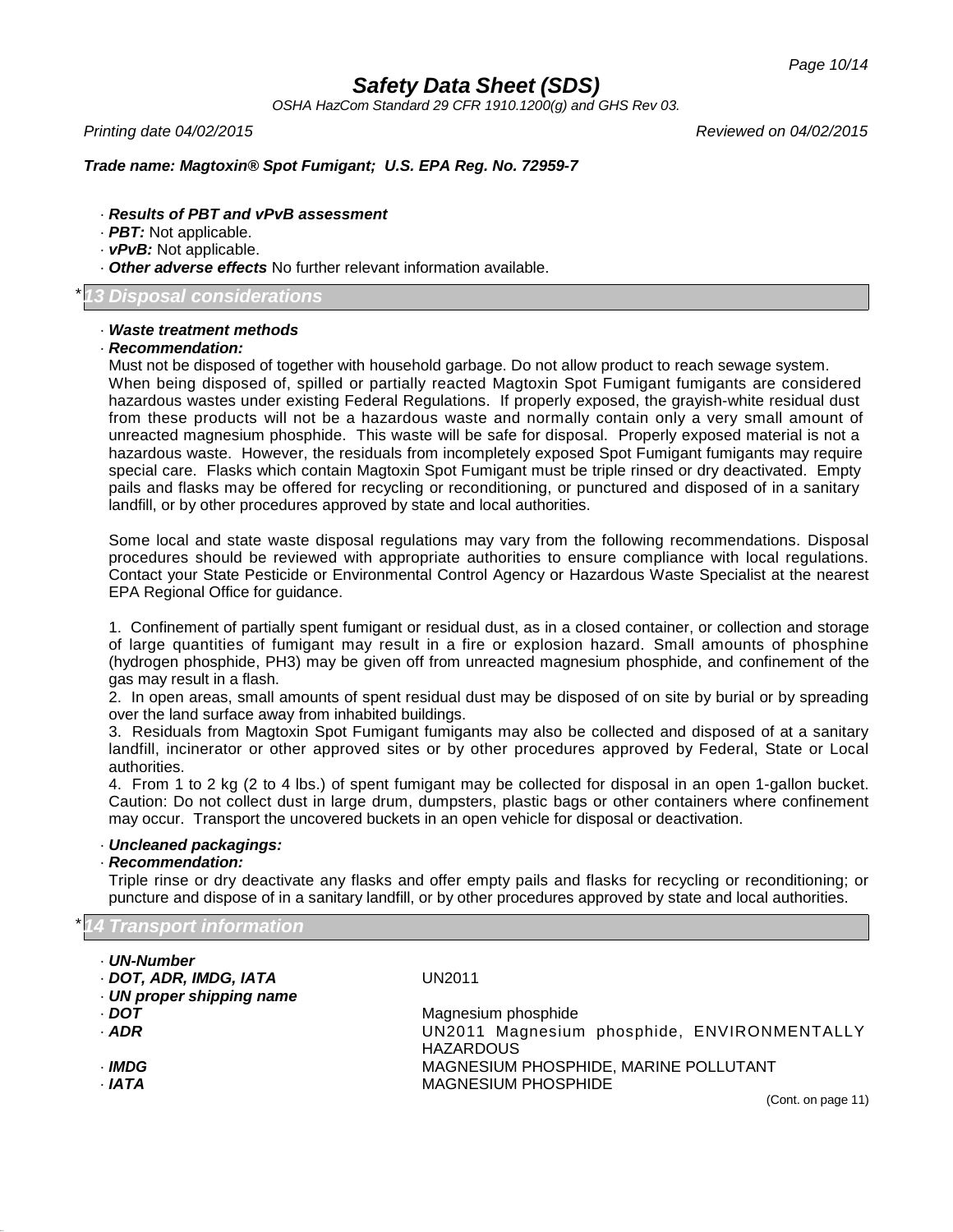· ***Results of PBT and vPvB assessment***
· ***PBT:*** Not applicable.
· ***vPvB:*** Not applicable.
· ***Other adverse effects*** No further relevant information available.

## *13 Disposal considerations

· ***Waste treatment methods***
· ***Recommendation:***

Must not be disposed of together with household garbage. Do not allow product to reach sewage system. When being disposed of, spilled or partially reacted Magtoxin Spot Fumigant fumigants are considered hazardous wastes under existing Federal Regulations. If properly exposed, the grayish-white residual dust from these products will not be a hazardous waste and normally contain only a very small amount of unreacted magnesium phosphide. This waste will be safe for disposal. Properly exposed material is not a hazardous waste. However, the residuals from incompletely exposed Spot Fumigant fumigants may require special care. Flasks which contain Magtoxin Spot Fumigant must be triple rinsed or dry deactivated. Empty pails and flasks may be offered for recycling or reconditioning, or punctured and disposed of in a sanitary landfill, or by other procedures approved by state and local authorities.

Some local and state waste disposal regulations may vary from the following recommendations. Disposal procedures should be reviewed with appropriate authorities to ensure compliance with local regulations. Contact your State Pesticide or Environmental Control Agency or Hazardous Waste Specialist at the nearest EPA Regional Office for guidance.

1. Confinement of partially spent fumigant or residual dust, as in a closed container, or collection and storage of large quantities of fumigant may result in a fire or explosion hazard. Small amounts of phosphine (hydrogen phosphide, $PH_3$) may be given off from unreacted magnesium phosphide, and confinement of the gas may result in a flash.
2. In open areas, small amounts of spent residual dust may be disposed of on site by burial or by spreading over the land surface away from inhabited buildings.
3. Residuals from Magtoxin Spot Fumigant fumigants may also be collected and disposed of at a sanitary landfill, incinerator or other approved sites or by other procedures approved by Federal, State or Local authorities.
4. From 1 to 2 kg (2 to 4 lbs.) of spent fumigant may be collected for disposal in an open 1-gallon bucket. Caution: Do not collect dust in large drum, dumpsters, plastic bags or other containers where confinement may occur. Transport the uncovered buckets in an open vehicle for disposal or deactivation.

· ***Uncleaned packagings:***
· ***Recommendation:***

Triple rinse or dry deactivate any flasks and offer empty pails and flasks for recycling or reconditioning; or puncture and dispose of in a sanitary landfill, or by other procedures approved by state and local authorities.

## *14 Transport information

| | |
|---|---|
| · ***UN-Number*** | |
| · ***DOT, ADR, IMDG, IATA*** | UN2011 |
| · ***UN proper shipping name*** | |
| · ***DOT*** | Magnesium phosphide |
| · ***ADR*** | UN2011 Magnesium phosphide, ENVIRONMENTALLY HAZARDOUS |
| · ***IMDG*** | MAGNESIUM PHOSPHIDE, MARINE POLLUTANT |
| · ***IATA*** | MAGNESIUM PHOSPHIDE |

(Cont. on page 11)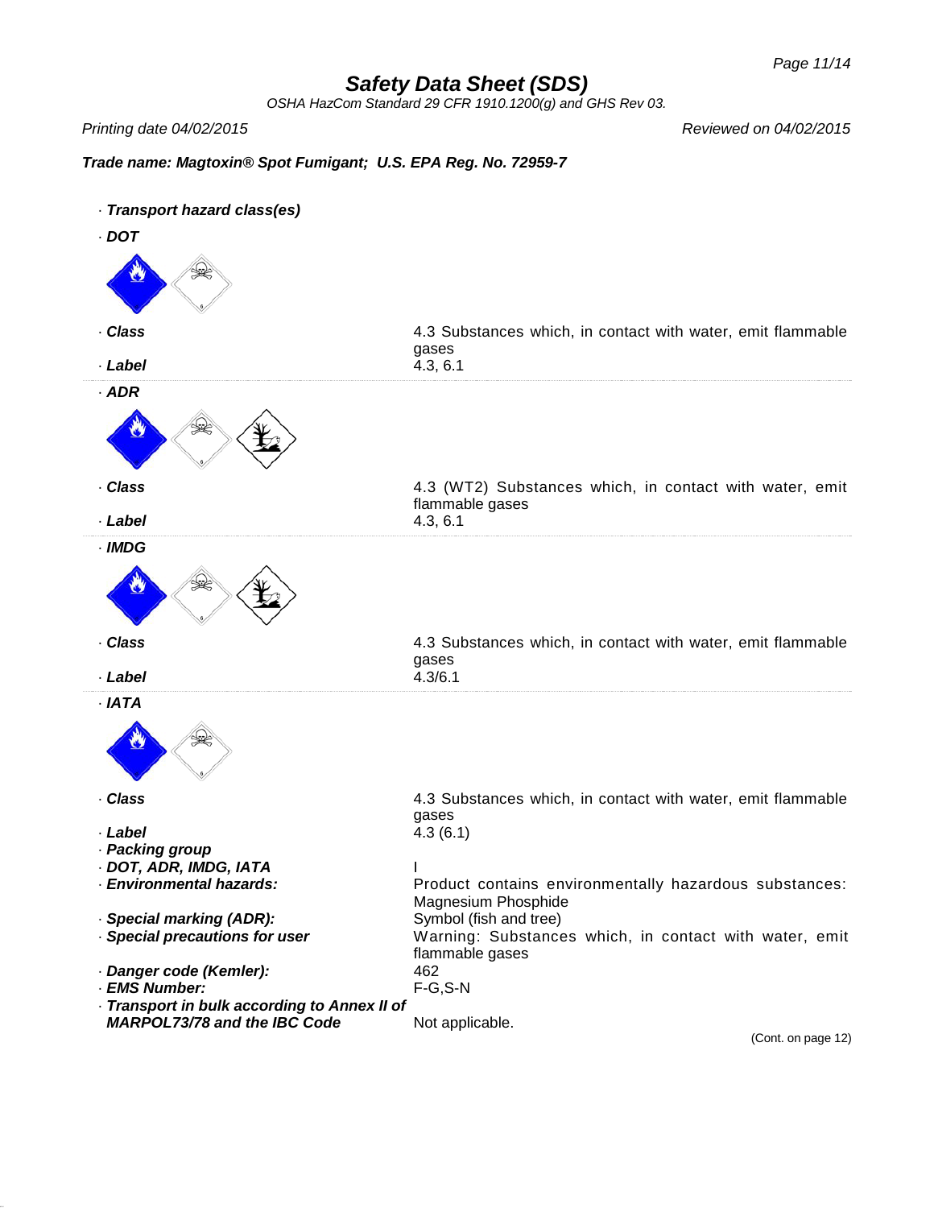# Safety Data Sheet (SDS)

*OSHA HazCom Standard 29 CFR 1910.1200(g) and GHS Rev 03.*

*Printing date 04/02/2015* | *Reviewed on 04/02/2015*

***Trade name: Magtoxin® Spot Fumigant; U.S. EPA Reg. No. 72959-7***

· ***Transport hazard class(es)***

· ***DOT***

| | |
|---|---|
| · ***Class*** | 4.3 Substances which, in contact with water, emit flammable gases |
| · ***Label*** | 4.3, 6.1 |

· ***ADR***

| | |
|---|---|
| · ***Class*** | 4.3 (WT2) Substances which, in contact with water, emit flammable gases |
| · ***Label*** | 4.3, 6.1 |

· ***IMDG***

| | |
|---|---|
| · ***Class*** | 4.3 Substances which, in contact with water, emit flammable gases |
| · ***Label*** | 4.3/6.1 |

· ***IATA***

| | |
|---|---|
| · ***Class*** | 4.3 Substances which, in contact with water, emit flammable gases |
| · ***Label*** | 4.3 (6.1) |
| · ***Packing group*** | |
| · ***DOT, ADR, IMDG, IATA*** | I |
| · ***Environmental hazards:*** | Product contains environmentally hazardous substances: Magnesium Phosphide |
| · ***Special marking (ADR):*** | Symbol (fish and tree) |
| · ***Special precautions for user*** | Warning: Substances which, in contact with water, emit flammable gases |
| · ***Danger code (Kemler):*** | 462 |
| · ***EMS Number:*** | F-G,S-N |
| · ***Transport in bulk according to Annex II of MARPOL73/78 and the IBC Code*** | Not applicable. |

(Cont. on page 12)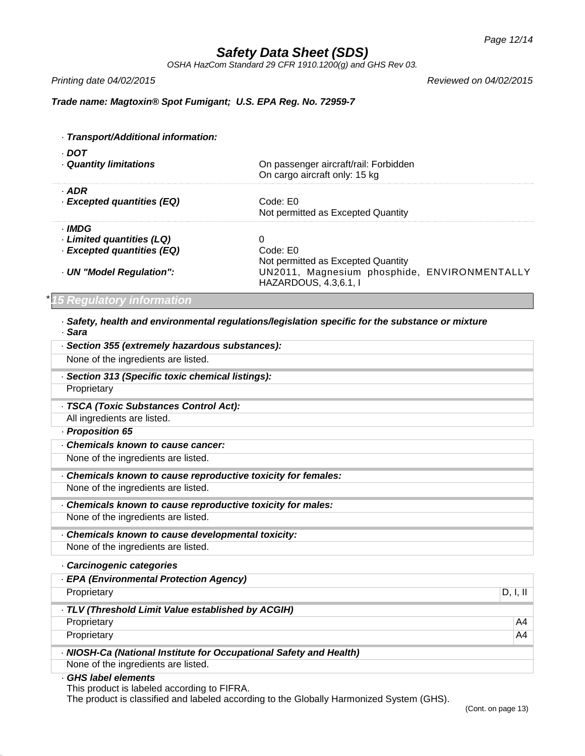*Trade name: Magtoxin® Spot Fumigant; U.S. EPA Reg. No. 72959-7*

· ***Transport/Additional information:***

· ***DOT***

| | |
|---|---|
| · ***Quantity limitations*** | On passenger aircraft/rail: Forbidden<br>On cargo aircraft only: 15 kg |

· ***ADR***

| | |
|---|---|
| · ***Excepted quantities (EQ)*** | Code: E0<br>Not permitted as Excepted Quantity |

· ***IMDG***

| | |
|---|---|
| · ***Limited quantities (LQ)*** | 0 |
| · ***Excepted quantities (EQ)*** | Code: E0<br>Not permitted as Excepted Quantity |
| · ***UN "Model Regulation":*** | UN2011, Magnesium phosphide, ENVIRONMENTALLY HAZARDOUS, 4.3,6.1, I |

## * 15 Regulatory information

· ***Safety, health and environmental regulations/legislation specific for the substance or mixture***

· ***Sara***

| · ***Section 355 (extremely hazardous substances):*** |
|---|
| None of the ingredients are listed. |

| · ***Section 313 (Specific toxic chemical listings):*** |
|---|
| Proprietary |

| · ***TSCA (Toxic Substances Control Act):*** |
|---|
| All ingredients are listed. |

· ***Proposition 65***

| · ***Chemicals known to cause cancer:*** |
|---|
| None of the ingredients are listed. |

| · ***Chemicals known to cause reproductive toxicity for females:*** |
|---|
| None of the ingredients are listed. |

| · ***Chemicals known to cause reproductive toxicity for males:*** |
|---|
| None of the ingredients are listed. |

| · ***Chemicals known to cause developmental toxicity:*** |
|---|
| None of the ingredients are listed. |

· ***Carcinogenic categories***

| · ***EPA (Environmental Protection Agency)*** | |
|---|---|
| Proprietary | D, I, II |

| · ***TLV (Threshold Limit Value established by ACGIH)*** | |
|---|---|
| Proprietary | A4 |
| Proprietary | A4 |

| · ***NIOSH-Ca (National Institute for Occupational Safety and Health)*** |
|---|
| None of the ingredients are listed. |

· ***GHS label elements***

This product is labeled according to FIFRA.

The product is classified and labeled according to the Globally Harmonized System (GHS).

(Cont. on page 13)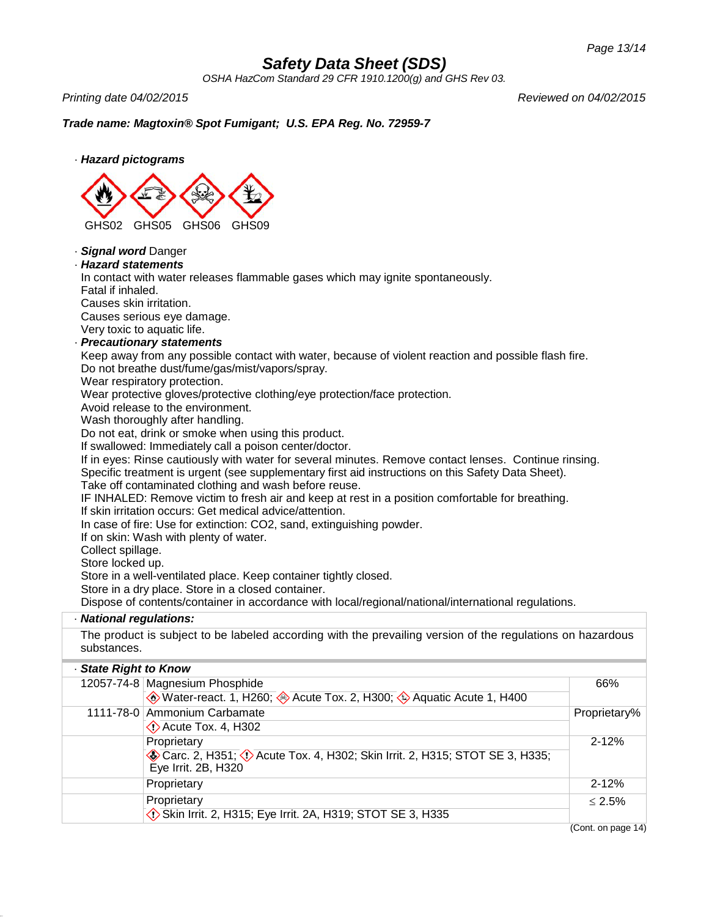# Safety Data Sheet (SDS)

*OSHA HazCom Standard 29 CFR 1910.1200(g) and GHS Rev 03.*

*Printing date 04/02/2015* *Reviewed on 04/02/2015*

***Trade name: Magtoxin® Spot Fumigant; U.S. EPA Reg. No. 72959-7***

· ***Hazard pictograms***

GHS02 GHS05 GHS06 GHS09

· ***Signal word*** Danger

· ***Hazard statements***

In contact with water releases flammable gases which may ignite spontaneously.
Fatal if inhaled.
Causes skin irritation.
Causes serious eye damage.
Very toxic to aquatic life.

· ***Precautionary statements***

Keep away from any possible contact with water, because of violent reaction and possible flash fire.
Do not breathe dust/fume/gas/mist/vapors/spray.
Wear respiratory protection.
Wear protective gloves/protective clothing/eye protection/face protection.
Avoid release to the environment.
Wash thoroughly after handling.
Do not eat, drink or smoke when using this product.
If swallowed: Immediately call a poison center/doctor.
If in eyes: Rinse cautiously with water for several minutes. Remove contact lenses. Continue rinsing.
Specific treatment is urgent (see supplementary first aid instructions on this Safety Data Sheet).
Take off contaminated clothing and wash before reuse.
IF INHALED: Remove victim to fresh air and keep at rest in a position comfortable for breathing.
If skin irritation occurs: Get medical advice/attention.
In case of fire: Use for extinction: CO2, sand, extinguishing powder.
If on skin: Wash with plenty of water.
Collect spillage.
Store locked up.
Store in a well-ventilated place. Keep container tightly closed.
Store in a dry place. Store in a closed container.
Dispose of contents/container in accordance with local/regional/national/international regulations.

· ***National regulations:***

The product is subject to be labeled according with the prevailing version of the regulations on hazardous substances.

· ***State Right to Know***

| CAS | Substance | Content |
|---|---|---|
| 12057-74-8 | Magnesium Phosphide<br>Water-react. 1, H260; Acute Tox. 2, H300; Aquatic Acute 1, H400 | 66% |
| 1111-78-0 | Ammonium Carbamate<br>Acute Tox. 4, H302 | Proprietary% |
| | Proprietary<br>Carc. 2, H351; Acute Tox. 4, H302; Skin Irrit. 2, H315; STOT SE 3, H335; Eye Irrit. 2B, H320 | 2-12% |
| | Proprietary | 2-12% |
| | Proprietary<br>Skin Irrit. 2, H315; Eye Irrit. 2A, H319; STOT SE 3, H335 | ≤ 2.5% |

(Cont. on page 14)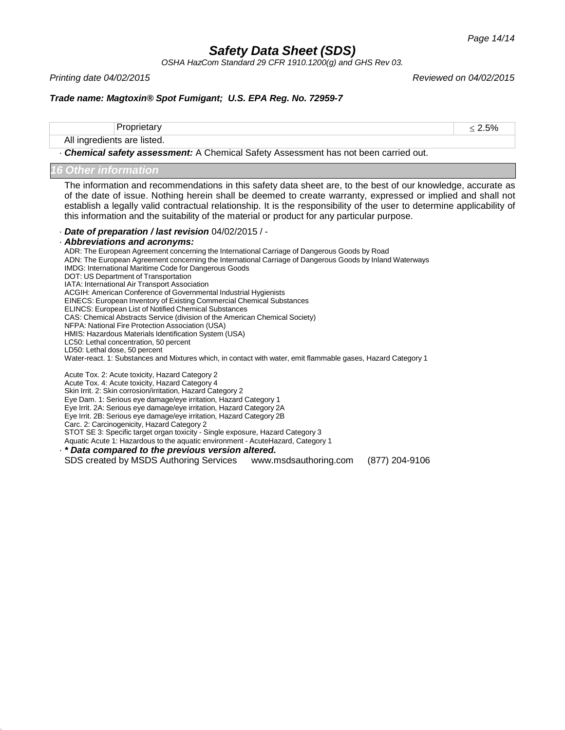| | | |
|---|---|---|
| | Proprietary | ≤ 2.5% |
| All ingredients are listed. | | |

· ***Chemical safety assessment:*** A Chemical Safety Assessment has not been carried out.

## 16 Other information

The information and recommendations in this safety data sheet are, to the best of our knowledge, accurate as of the date of issue. Nothing herein shall be deemed to create warranty, expressed or implied and shall not establish a legally valid contractual relationship. It is the responsibility of the user to determine applicability of this information and the suitability of the material or product for any particular purpose.

· ***Date of preparation / last revision*** 04/02/2015 / -

· ***Abbreviations and acronyms:***

ADR: The European Agreement concerning the International Carriage of Dangerous Goods by Road
ADN: The European Agreement concerning the International Carriage of Dangerous Goods by Inland Waterways
IMDG: International Maritime Code for Dangerous Goods
DOT: US Department of Transportation
IATA: International Air Transport Association
ACGIH: American Conference of Governmental Industrial Hygienists
EINECS: European Inventory of Existing Commercial Chemical Substances
ELINCS: European List of Notified Chemical Substances
CAS: Chemical Abstracts Service (division of the American Chemical Society)
NFPA: National Fire Protection Association (USA)
HMIS: Hazardous Materials Identification System (USA)
LC50: Lethal concentration, 50 percent
LD50: Lethal dose, 50 percent
Water-react. 1: Substances and Mixtures which, in contact with water, emit flammable gases, Hazard Category 1

Acute Tox. 2: Acute toxicity, Hazard Category 2
Acute Tox. 4: Acute toxicity, Hazard Category 4
Skin Irrit. 2: Skin corrosion/irritation, Hazard Category 2
Eye Dam. 1: Serious eye damage/eye irritation, Hazard Category 1
Eye Irrit. 2A: Serious eye damage/eye irritation, Hazard Category 2A
Eye Irrit. 2B: Serious eye damage/eye irritation, Hazard Category 2B
Carc. 2: Carcinogenicity, Hazard Category 2
STOT SE 3: Specific target organ toxicity - Single exposure, Hazard Category 3
Aquatic Acute 1: Hazardous to the aquatic environment - AcuteHazard, Category 1

· ***\* Data compared to the previous version altered.***

SDS created by MSDS Authoring Services www.msdsauthoring.com (877) 204-9106